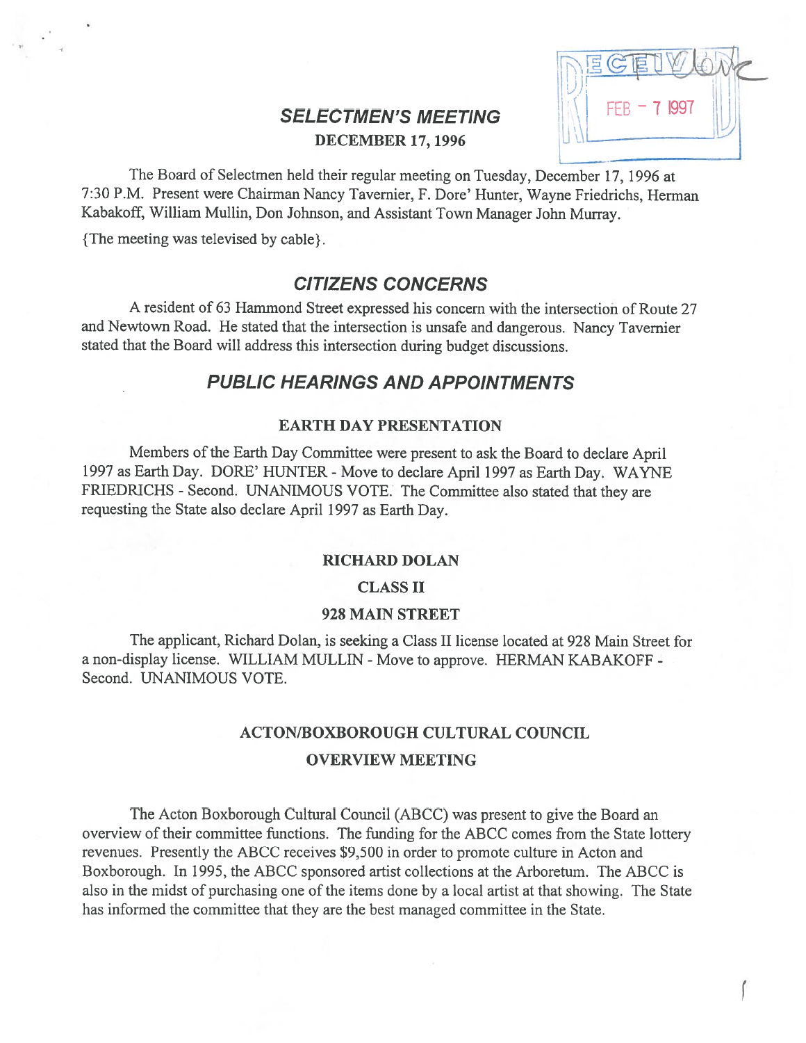# SELECTMEN'S MEETING

**DECEMBER 17, 1996**

The Board of Selectmen held their regular meeting on Tuesday, December 17, 1996 at 7:30 P.M. Present were Chairman Nancy Tavernier, F. Dore' Hunter, Wayne Friedrichs, Herman Kabakoff, William Mullin, Don Johnson, and Assistant Town Manager John Murray.

{The meeting was televised by cable}.

## CITIZENS CONCERNS

A resident of 63 Hammond Street expressed his concern with the intersection of Route 27 and Newtown Road. He stated that the intersection is unsafe and dangerous. Nancy Tavernier stated that the Board will address this intersection during budget discussions.

## PUBLIC HEARINGS AND APPOINTMENTS

### EARTH DAY PRESENTATION

Members of the Earth Day Committee were present to ask the Board to declare April 1997 as Earth Day. DORE' HUNTER - Move to declare April 1997 as Earth Day. WAYNE FRIEDRICHS - Second. UNANIMOUS VOTE. The Committee also stated that they are requesting the State also declare April 1997 as Earth Day.

### RICHARD DOLAN

### CLASS II

### 928 MAIN STREET

The applicant, Richard Dolan, is seeking a Class II license located at 928 Main Street for a non-display license. WILLIAM MULLIN - Move to approve. HERMAN KABAKOFF - Second. UNANIMOUS VOTE.

### ACTON/BOXBOROUGH CULTURAL COUNCIL

### OVERVIEW MEETING

The Acton Boxborough Cultural Council (ABCC) was present to give the Board an overview of their committee functions. The funding for the ABCC comes from the State lottery revenues. Presently the ABCC receives $9,500 in order to promote culture in Acton and Boxborough. In 1995, the ABCC sponsored artist collections at the Arboretum. The ABCC is also in the midst of purchasing one of the items done by a local artist at that showing. The State has informed the committee that they are the best managed committee in the State.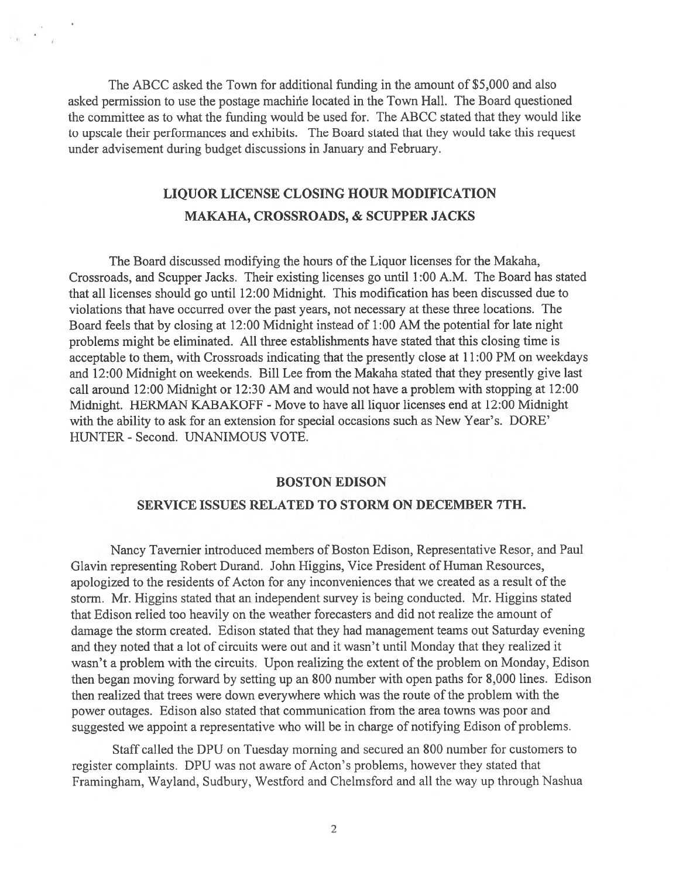The ABCC asked the Town for additional funding in the amount of $5,000 and also asked permission to use the postage machine located in the Town Hall. The Board questioned the committee as to what the funding would be used for. The ABCC stated that they would like to upscale their performances and exhibits. The Board stated that they would take this request under advisement during budget discussions in January and February.

## LIQUOR LICENSE CLOSING HOUR MODIFICATION
## MAKAHA, CROSSROADS, & SCUPPER JACKS

The Board discussed modifying the hours of the Liquor licenses for the Makaha, Crossroads, and Scupper Jacks. Their existing licenses go until 1:00 A.M. The Board has stated that all licenses should go until 12:00 Midnight. This modification has been discussed due to violations that have occurred over the past years, not necessary at these three locations. The Board feels that by closing at 12:00 Midnight instead of 1:00 AM the potential for late night problems might be eliminated. All three establishments have stated that this closing time is acceptable to them, with Crossroads indicating that the presently close at 11:00 PM on weekdays and 12:00 Midnight on weekends. Bill Lee from the Makaha stated that they presently give last call around 12:00 Midnight or 12:30 AM and would not have a problem with stopping at 12:00 Midnight. HERMAN KABAKOFF - Move to have all liquor licenses end at 12:00 Midnight with the ability to ask for an extension for special occasions such as New Year's. DORE' HUNTER - Second. UNANIMOUS VOTE.

## BOSTON EDISON
## SERVICE ISSUES RELATED TO STORM ON DECEMBER 7TH.

Nancy Tavernier introduced members of Boston Edison, Representative Resor, and Paul Glavin representing Robert Durand. John Higgins, Vice President of Human Resources, apologized to the residents of Acton for any inconveniences that we created as a result of the storm. Mr. Higgins stated that an independent survey is being conducted. Mr. Higgins stated that Edison relied too heavily on the weather forecasters and did not realize the amount of damage the storm created. Edison stated that they had management teams out Saturday evening and they noted that a lot of circuits were out and it wasn't until Monday that they realized it wasn't a problem with the circuits. Upon realizing the extent of the problem on Monday, Edison then began moving forward by setting up an 800 number with open paths for 8,000 lines. Edison then realized that trees were down everywhere which was the route of the problem with the power outages. Edison also stated that communication from the area towns was poor and suggested we appoint a representative who will be in charge of notifying Edison of problems.

Staff called the DPU on Tuesday morning and secured an 800 number for customers to register complaints. DPU was not aware of Acton's problems, however they stated that Framingham, Wayland, Sudbury, Westford and Chelmsford and all the way up through Nashua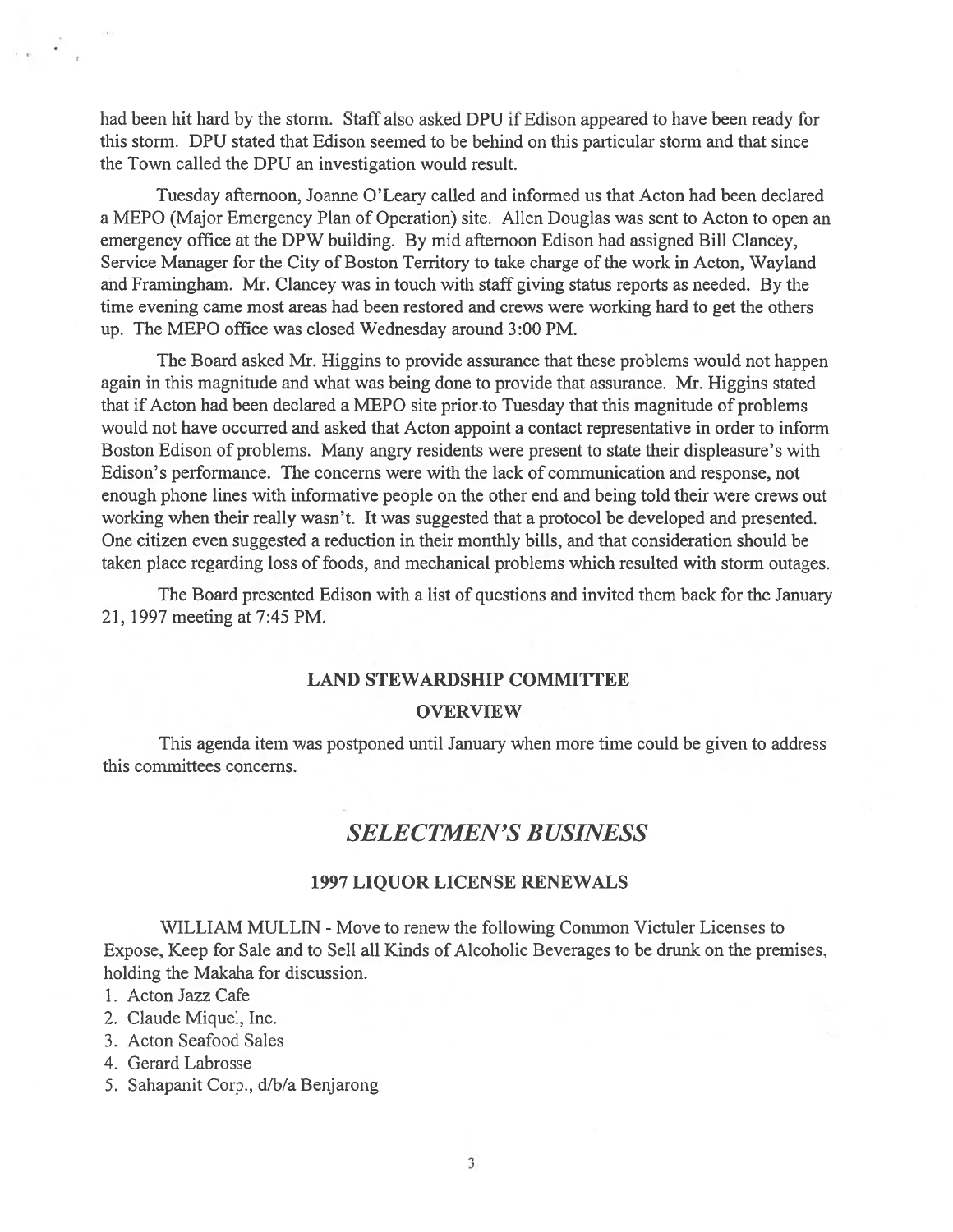had been hit hard by the storm. Staff also asked DPU if Edison appeared to have been ready for this storm. DPU stated that Edison seemed to be behind on this particular storm and that since the Town called the DPU an investigation would result.

Tuesday afternoon, Joanne O'Leary called and informed us that Acton had been declared a MEPO (Major Emergency Plan of Operation) site. Allen Douglas was sent to Acton to open an emergency office at the DPW building. By mid afternoon Edison had assigned Bill Clancey, Service Manager for the City of Boston Territory to take charge of the work in Acton, Wayland and Framingham. Mr. Clancey was in touch with staff giving status reports as needed. By the time evening came most areas had been restored and crews were working hard to get the others up. The MEPO office was closed Wednesday around 3:00 PM.

The Board asked Mr. Higgins to provide assurance that these problems would not happen again in this magnitude and what was being done to provide that assurance. Mr. Higgins stated that if Acton had been declared a MEPO site prior to Tuesday that this magnitude of problems would not have occurred and asked that Acton appoint a contact representative in order to inform Boston Edison of problems. Many angry residents were present to state their displeasure's with Edison's performance. The concerns were with the lack of communication and response, not enough phone lines with informative people on the other end and being told their were crews out working when their really wasn't. It was suggested that a protocol be developed and presented. One citizen even suggested a reduction in their monthly bills, and that consideration should be taken place regarding loss of foods, and mechanical problems which resulted with storm outages.

The Board presented Edison with a list of questions and invited them back for the January 21, 1997 meeting at 7:45 PM.

### LAND STEWARDSHIP COMMITTEE
### OVERVIEW

This agenda item was postponed until January when more time could be given to address this committees concerns.

## *SELECTMEN'S BUSINESS*

### 1997 LIQUOR LICENSE RENEWALS

WILLIAM MULLIN - Move to renew the following Common Victuler Licenses to Expose, Keep for Sale and to Sell all Kinds of Alcoholic Beverages to be drunk on the premises, holding the Makaha for discussion.

1. Acton Jazz Cafe
2. Claude Miquel, Inc.
3. Acton Seafood Sales
4. Gerard Labrosse
5. Sahapanit Corp., d/b/a Benjarong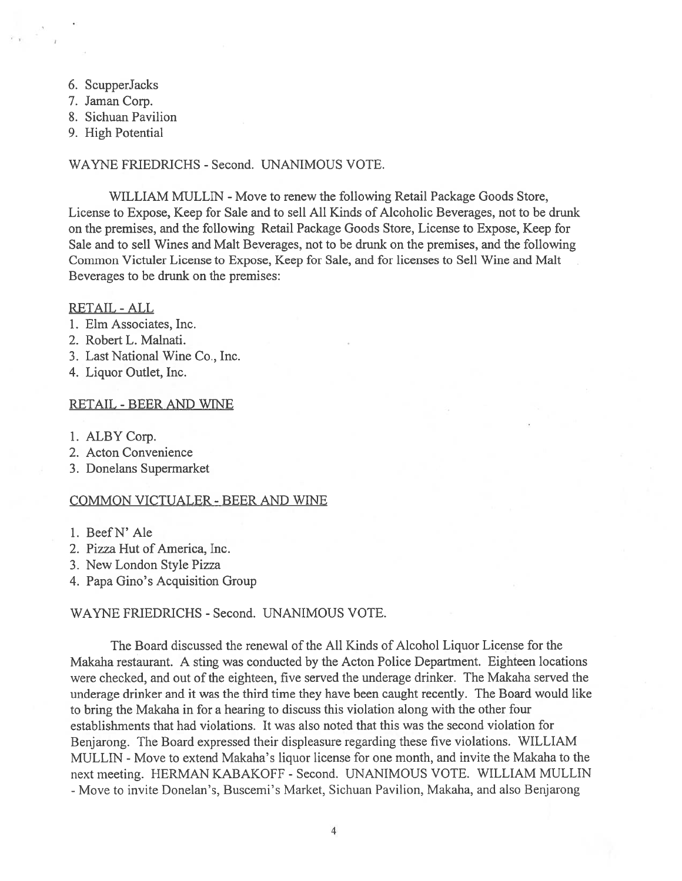6. ScupperJacks
7. Jaman Corp.
8. Sichuan Pavilion
9. High Potential

WAYNE FRIEDRICHS - Second. UNANIMOUS VOTE.

WILLIAM MULLIN - Move to renew the following Retail Package Goods Store, License to Expose, Keep for Sale and to sell All Kinds of Alcoholic Beverages, not to be drunk on the premises, and the following Retail Package Goods Store, License to Expose, Keep for Sale and to sell Wines and Malt Beverages, not to be drunk on the premises, and the following Common Victuler License to Expose, Keep for Sale, and for licenses to Sell Wine and Malt Beverages to be drunk on the premises:

RETAIL - ALL

1. Elm Associates, Inc.
2. Robert L. Malnati.
3. Last National Wine Co., Inc.
4. Liquor Outlet, Inc.

RETAIL - BEER AND WINE

1. ALBY Corp.
2. Acton Convenience
3. Donelans Supermarket

COMMON VICTUALER - BEER AND WINE

1. Beef N' Ale
2. Pizza Hut of America, Inc.
3. New London Style Pizza
4. Papa Gino's Acquisition Group

WAYNE FRIEDRICHS - Second. UNANIMOUS VOTE.

The Board discussed the renewal of the All Kinds of Alcohol Liquor License for the Makaha restaurant. A sting was conducted by the Acton Police Department. Eighteen locations were checked, and out of the eighteen, five served the underage drinker. The Makaha served the underage drinker and it was the third time they have been caught recently. The Board would like to bring the Makaha in for a hearing to discuss this violation along with the other four establishments that had violations. It was also noted that this was the second violation for Benjarong. The Board expressed their displeasure regarding these five violations. WILLIAM MULLIN - Move to extend Makaha's liquor license for one month, and invite the Makaha to the next meeting. HERMAN KABAKOFF - Second. UNANIMOUS VOTE. WILLIAM MULLIN - Move to invite Donelan's, Buscemi's Market, Sichuan Pavilion, Makaha, and also Benjarong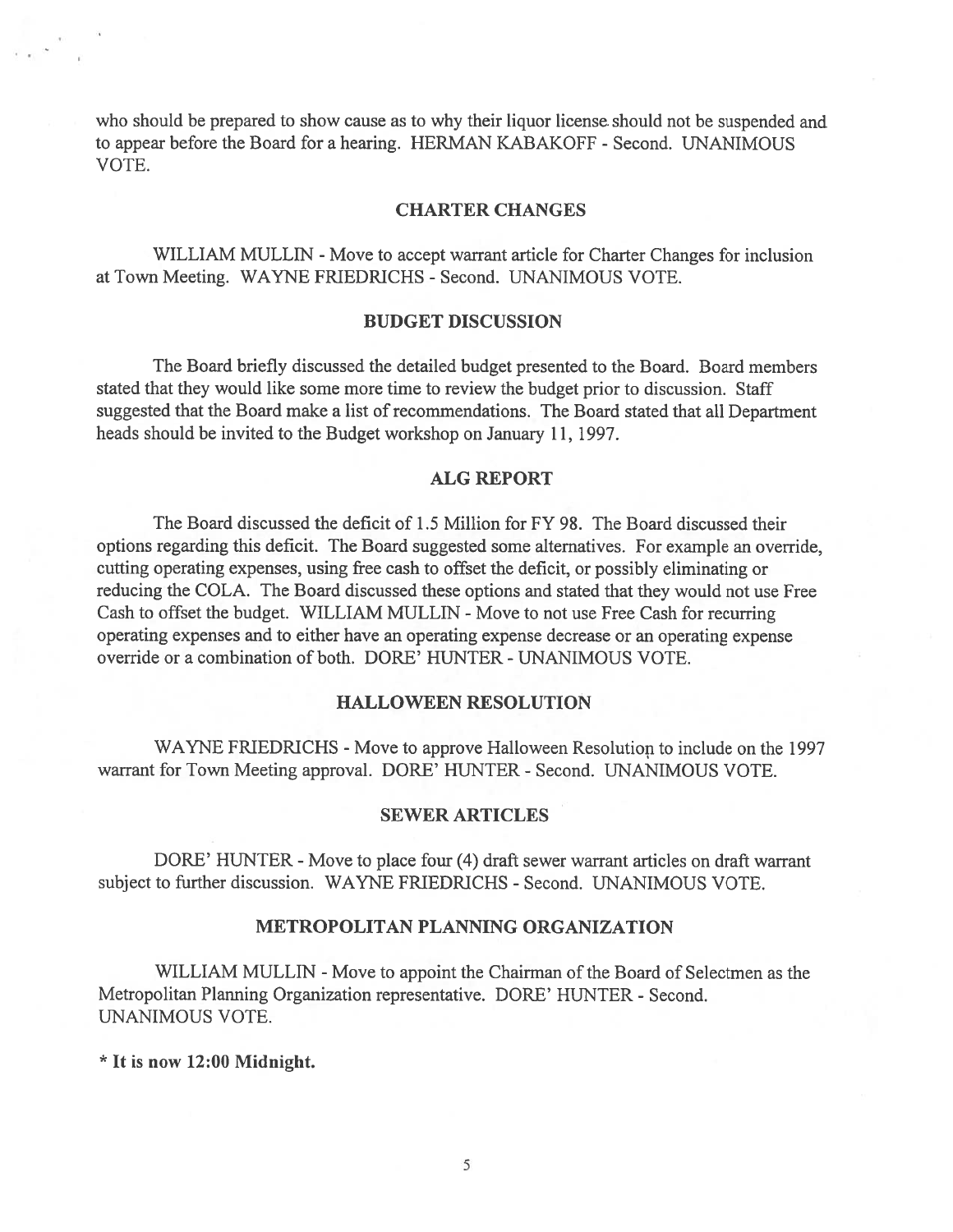who should be prepared to show cause as to why their liquor license should not be suspended and to appear before the Board for a hearing. HERMAN KABAKOFF - Second. UNANIMOUS VOTE.

## CHARTER CHANGES

WILLIAM MULLIN - Move to accept warrant article for Charter Changes for inclusion at Town Meeting. WAYNE FRIEDRICHS - Second. UNANIMOUS VOTE.

## BUDGET DISCUSSION

The Board briefly discussed the detailed budget presented to the Board. Board members stated that they would like some more time to review the budget prior to discussion. Staff suggested that the Board make a list of recommendations. The Board stated that all Department heads should be invited to the Budget workshop on January 11, 1997.

## ALG REPORT

The Board discussed the deficit of 1.5 Million for FY 98. The Board discussed their options regarding this deficit. The Board suggested some alternatives. For example an override, cutting operating expenses, using free cash to offset the deficit, or possibly eliminating or reducing the COLA. The Board discussed these options and stated that they would not use Free Cash to offset the budget. WILLIAM MULLIN - Move to not use Free Cash for recurring operating expenses and to either have an operating expense decrease or an operating expense override or a combination of both. DORE' HUNTER - UNANIMOUS VOTE.

## HALLOWEEN RESOLUTION

WAYNE FRIEDRICHS - Move to approve Halloween Resolution to include on the 1997 warrant for Town Meeting approval. DORE' HUNTER - Second. UNANIMOUS VOTE.

## SEWER ARTICLES

DORE' HUNTER - Move to place four (4) draft sewer warrant articles on draft warrant subject to further discussion. WAYNE FRIEDRICHS - Second. UNANIMOUS VOTE.

## METROPOLITAN PLANNING ORGANIZATION

WILLIAM MULLIN - Move to appoint the Chairman of the Board of Selectmen as the Metropolitan Planning Organization representative. DORE' HUNTER - Second. UNANIMOUS VOTE.

**\* It is now 12:00 Midnight.**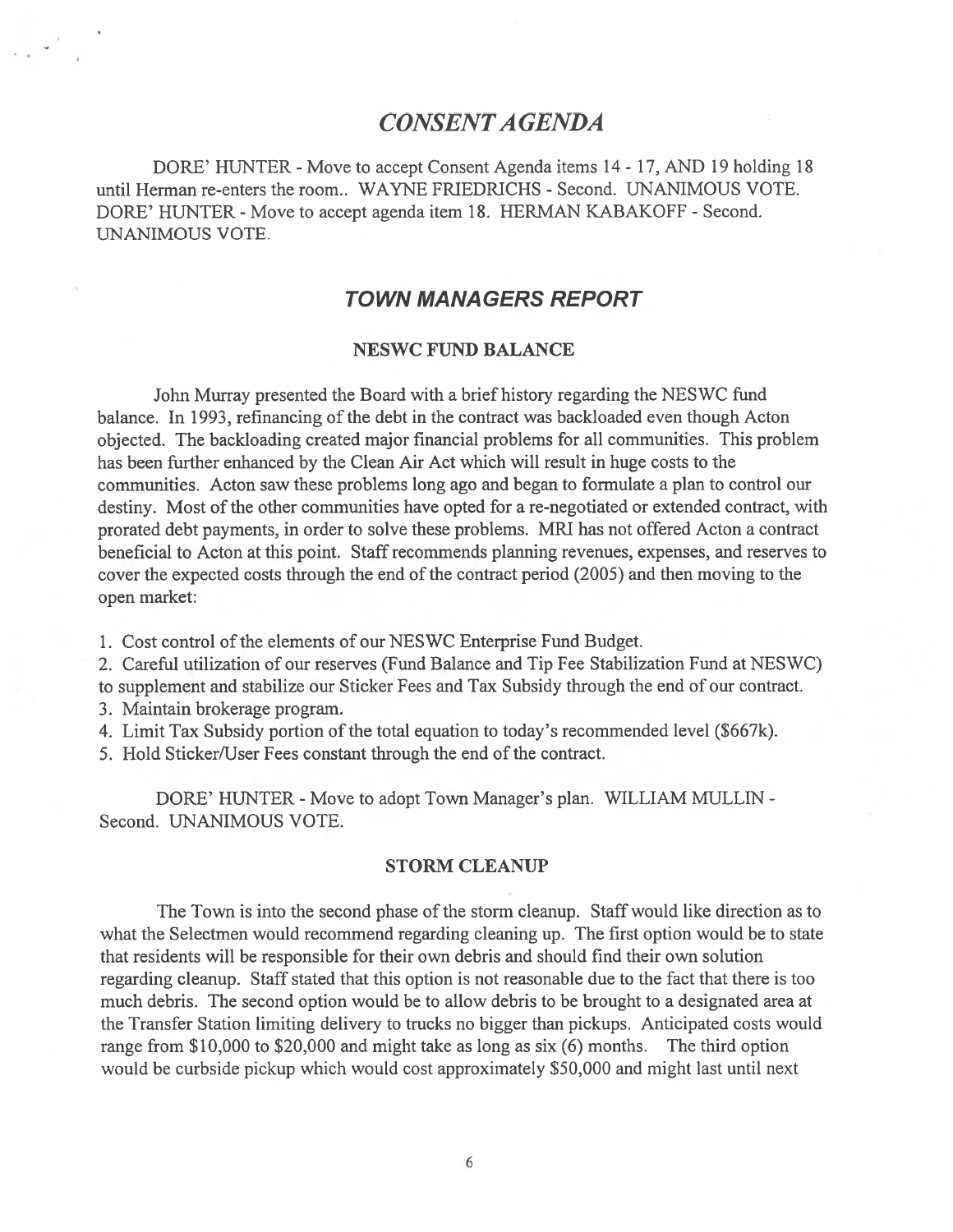## *CONSENT AGENDA*

DORE' HUNTER - Move to accept Consent Agenda items 14 - 17, AND 19 holding 18 until Herman re-enters the room.. WAYNE FRIEDRICHS - Second. UNANIMOUS VOTE. DORE' HUNTER - Move to accept agenda item 18. HERMAN KABAKOFF - Second. UNANIMOUS VOTE.

## *TOWN MANAGERS REPORT*

### NESWC FUND BALANCE

John Murray presented the Board with a brief history regarding the NESWC fund balance. In 1993, refinancing of the debt in the contract was backloaded even though Acton objected. The backloading created major financial problems for all communities. This problem has been further enhanced by the Clean Air Act which will result in huge costs to the communities. Acton saw these problems long ago and began to formulate a plan to control our destiny. Most of the other communities have opted for a re-negotiated or extended contract, with prorated debt payments, in order to solve these problems. MRI has not offered Acton a contract beneficial to Acton at this point. Staff recommends planning revenues, expenses, and reserves to cover the expected costs through the end of the contract period (2005) and then moving to the open market:

1. Cost control of the elements of our NESWC Enterprise Fund Budget.
2. Careful utilization of our reserves (Fund Balance and Tip Fee Stabilization Fund at NESWC) to supplement and stabilize our Sticker Fees and Tax Subsidy through the end of our contract.
3. Maintain brokerage program.
4. Limit Tax Subsidy portion of the total equation to today's recommended level ($667k).
5. Hold Sticker/User Fees constant through the end of the contract.

DORE' HUNTER - Move to adopt Town Manager's plan. WILLIAM MULLIN - Second. UNANIMOUS VOTE.

### STORM CLEANUP

The Town is into the second phase of the storm cleanup. Staff would like direction as to what the Selectmen would recommend regarding cleaning up. The first option would be to state that residents will be responsible for their own debris and should find their own solution regarding cleanup. Staff stated that this option is not reasonable due to the fact that there is too much debris. The second option would be to allow debris to be brought to a designated area at the Transfer Station limiting delivery to trucks no bigger than pickups. Anticipated costs would range from $10,000 to $20,000 and might take as long as six (6) months. The third option would be curbside pickup which would cost approximately $50,000 and might last until next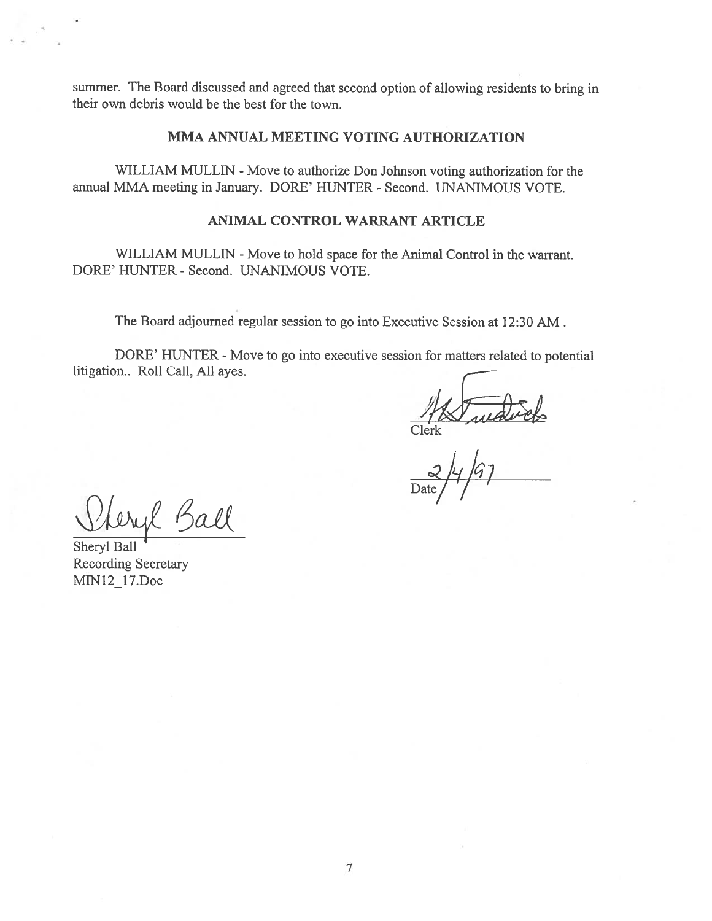summer. The Board discussed and agreed that second option of allowing residents to bring in their own debris would be the best for the town.

## MMA ANNUAL MEETING VOTING AUTHORIZATION

WILLIAM MULLIN - Move to authorize Don Johnson voting authorization for the annual MMA meeting in January. DORE' HUNTER - Second. UNANIMOUS VOTE.

## ANIMAL CONTROL WARRANT ARTICLE

WILLIAM MULLIN - Move to hold space for the Animal Control in the warrant. DORE' HUNTER - Second. UNANIMOUS VOTE.

The Board adjourned regular session to go into Executive Session at 12:30 AM .

DORE' HUNTER - Move to go into executive session for matters related to potential litigation.. Roll Call, All ayes.

Clerk

Date 2/4/97

Sheryl Ball
Recording Secretary
MIN12_17.Doc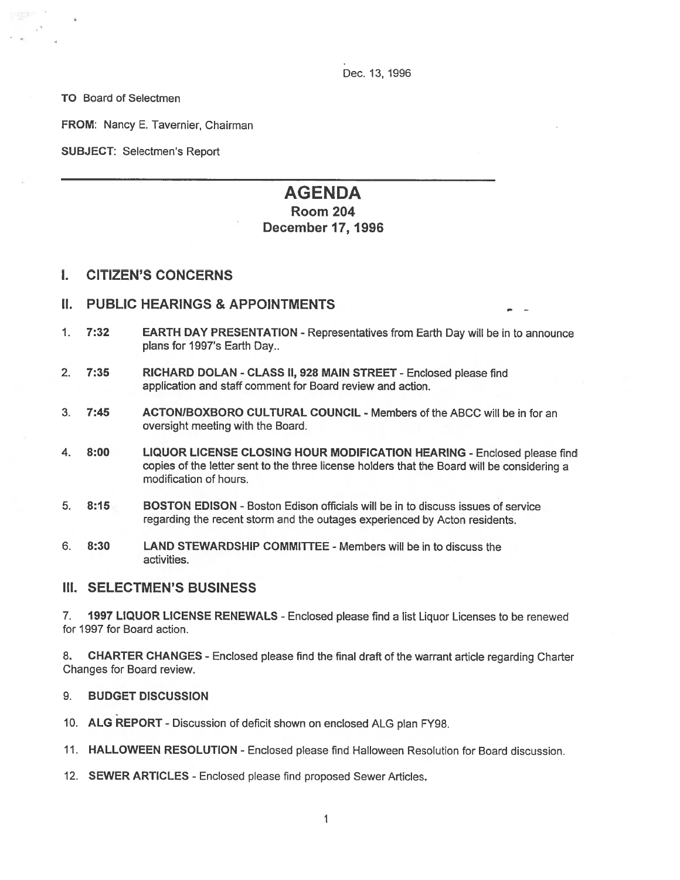Dec. 13, 1996

**TO** Board of Selectmen

**FROM**: Nancy E. Tavernier, Chairman

**SUBJECT**: Selectmen's Report

---

# AGENDA
## Room 204
## December 17, 1996

## I. CITIZEN'S CONCERNS

## II. PUBLIC HEARINGS & APPOINTMENTS

1. **7:32** **EARTH DAY PRESENTATION** - Representatives from Earth Day will be in to announce plans for 1997's Earth Day..

2. **7:35** **RICHARD DOLAN - CLASS II, 928 MAIN STREET** - Enclosed please find application and staff comment for Board review and action.

3. **7:45** **ACTON/BOXBORO CULTURAL COUNCIL** - Members of the ABCC will be in for an oversight meeting with the Board.

4. **8:00** **LIQUOR LICENSE CLOSING HOUR MODIFICATION HEARING** - Enclosed please find copies of the letter sent to the three license holders that the Board will be considering a modification of hours.

5. **8:15** **BOSTON EDISON** - Boston Edison officials will be in to discuss issues of service regarding the recent storm and the outages experienced by Acton residents.

6. **8:30** **LAND STEWARDSHIP COMMITTEE** - Members will be in to discuss the activities.

## III. SELECTMEN'S BUSINESS

7. **1997 LIQUOR LICENSE RENEWALS** - Enclosed please find a list Liquor Licenses to be renewed for 1997 for Board action.

8. **CHARTER CHANGES** - Enclosed please find the final draft of the warrant article regarding Charter Changes for Board review.

9. **BUDGET DISCUSSION**

10. **ALG REPORT** - Discussion of deficit shown on enclosed ALG plan FY98.

11. **HALLOWEEN RESOLUTION** - Enclosed please find Halloween Resolution for Board discussion.

12. **SEWER ARTICLES** - Enclosed please find proposed Sewer Articles.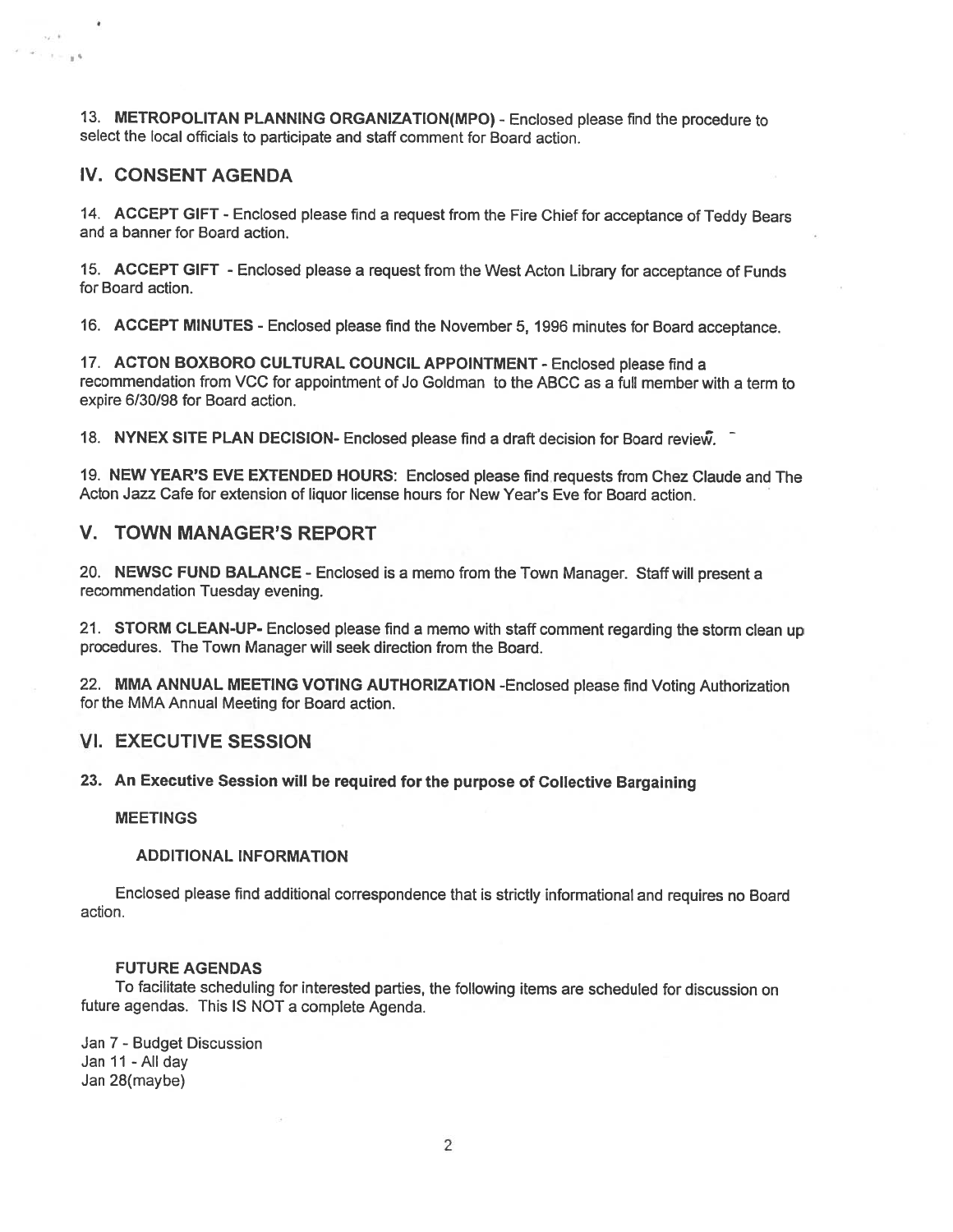13. **METROPOLITAN PLANNING ORGANIZATION(MPO)** - Enclosed please find the procedure to select the local officials to participate and staff comment for Board action.

## IV. CONSENT AGENDA

14. **ACCEPT GIFT** - Enclosed please find a request from the Fire Chief for acceptance of Teddy Bears and a banner for Board action.

15. **ACCEPT GIFT** - Enclosed please a request from the West Acton Library for acceptance of Funds for Board action.

16. **ACCEPT MINUTES** - Enclosed please find the November 5, 1996 minutes for Board acceptance.

17. **ACTON BOXBORO CULTURAL COUNCIL APPOINTMENT** - Enclosed please find a recommendation from VCC for appointment of Jo Goldman to the ABCC as a full member with a term to expire 6/30/98 for Board action.

18. **NYNEX SITE PLAN DECISION**- Enclosed please find a draft decision for Board review.

19. **NEW YEAR'S EVE EXTENDED HOURS**: Enclosed please find requests from Chez Claude and The Acton Jazz Cafe for extension of liquor license hours for New Year's Eve for Board action.

## V. TOWN MANAGER'S REPORT

20. **NEWSC FUND BALANCE** - Enclosed is a memo from the Town Manager. Staff will present a recommendation Tuesday evening.

21. **STORM CLEAN-UP**- Enclosed please find a memo with staff comment regarding the storm clean up procedures. The Town Manager will seek direction from the Board.

22. **MMA ANNUAL MEETING VOTING AUTHORIZATION** -Enclosed please find Voting Authorization for the MMA Annual Meeting for Board action.

## VI. EXECUTIVE SESSION

**23. An Executive Session will be required for the purpose of Collective Bargaining**

**MEETINGS**

**ADDITIONAL INFORMATION**

Enclosed please find additional correspondence that is strictly informational and requires no Board action.

**FUTURE AGENDAS**

To facilitate scheduling for interested parties, the following items are scheduled for discussion on future agendas. This IS NOT a complete Agenda.

Jan 7 - Budget Discussion
Jan 11 - All day
Jan 28(maybe)